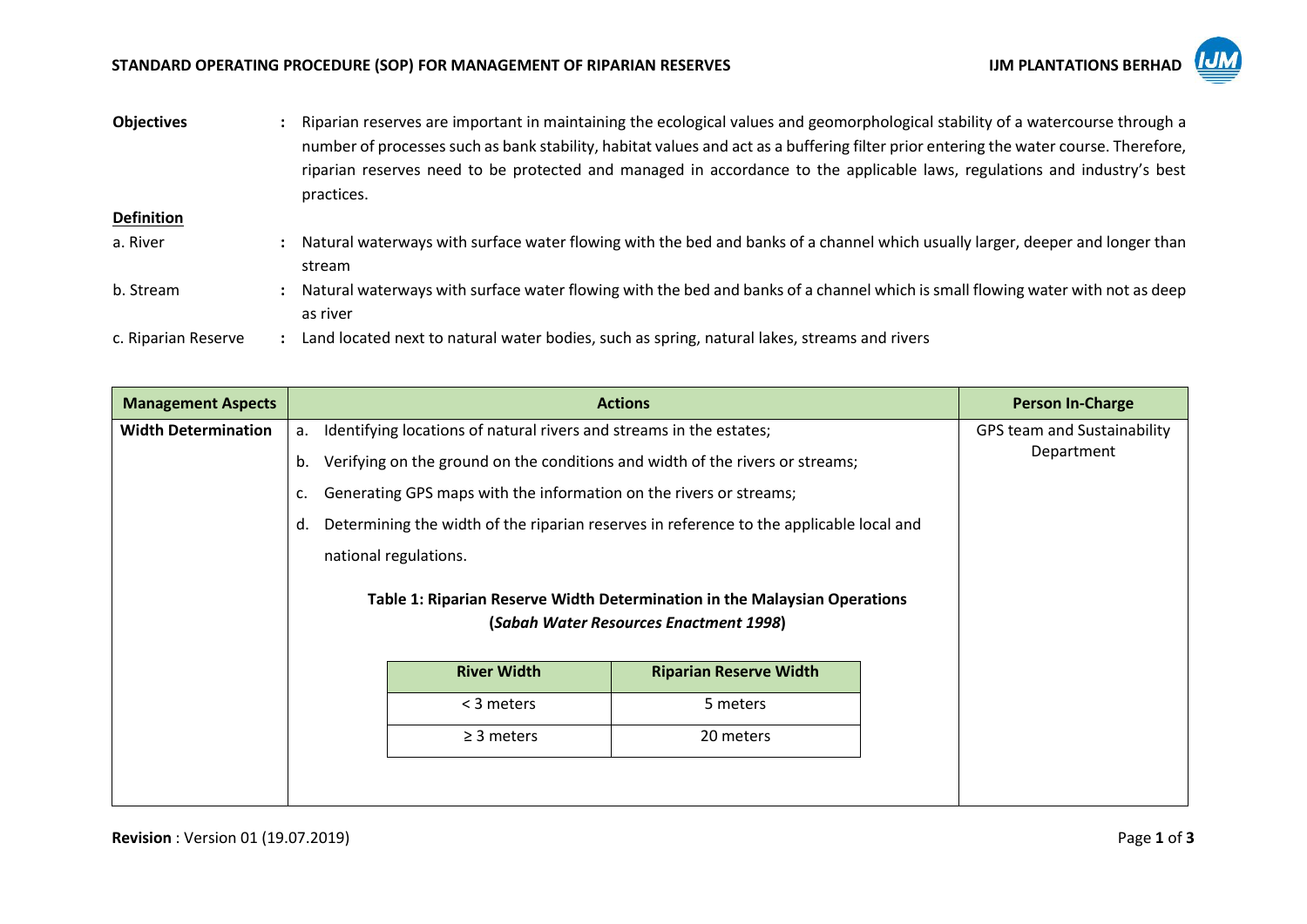# STANDARD OPERATING PROCEDURE (SOP) FOR MANAGEMENT OF RIPARIAN RESERVES

**IJM PLANTATIONS BERHAD**

**Objectives** : Riparian reserves are important in maintaining the ecological values and geomorphological stability of a watercourse through a number of processes such as bank stability, habitat values and act as a buffering filter prior entering the water course. Therefore, riparian reserves need to be protected and managed in accordance to the applicable laws, regulations and industry's best practices.

**Definition**

a. River : Natural waterways with surface water flowing with the bed and banks of a channel which usually larger, deeper and longer than stream

b. Stream : Natural waterways with surface water flowing with the bed and banks of a channel which is small flowing water with not as deep as river

c. Riparian Reserve : Land located next to natural water bodies, such as spring, natural lakes, streams and rivers

| Management Aspects | Actions | Person In-Charge |
|---|---|---|
| **Width Determination** | a. Identifying locations of natural rivers and streams in the estates;<br>b. Verifying on the ground on the conditions and width of the rivers or streams;<br>c. Generating GPS maps with the information on the rivers or streams;<br>d. Determining the width of the riparian reserves in reference to the applicable local and national regulations. | GPS team and Sustainability Department |

**Table 1: Riparian Reserve Width Determination in the Malaysian Operations (*Sabah Water Resources Enactment 1998*)**

| River Width | Riparian Reserve Width |
|---|---|
| < 3 meters | 5 meters |
| ≥ 3 meters | 20 meters |

**Revision** : Version 01 (19.07.2019)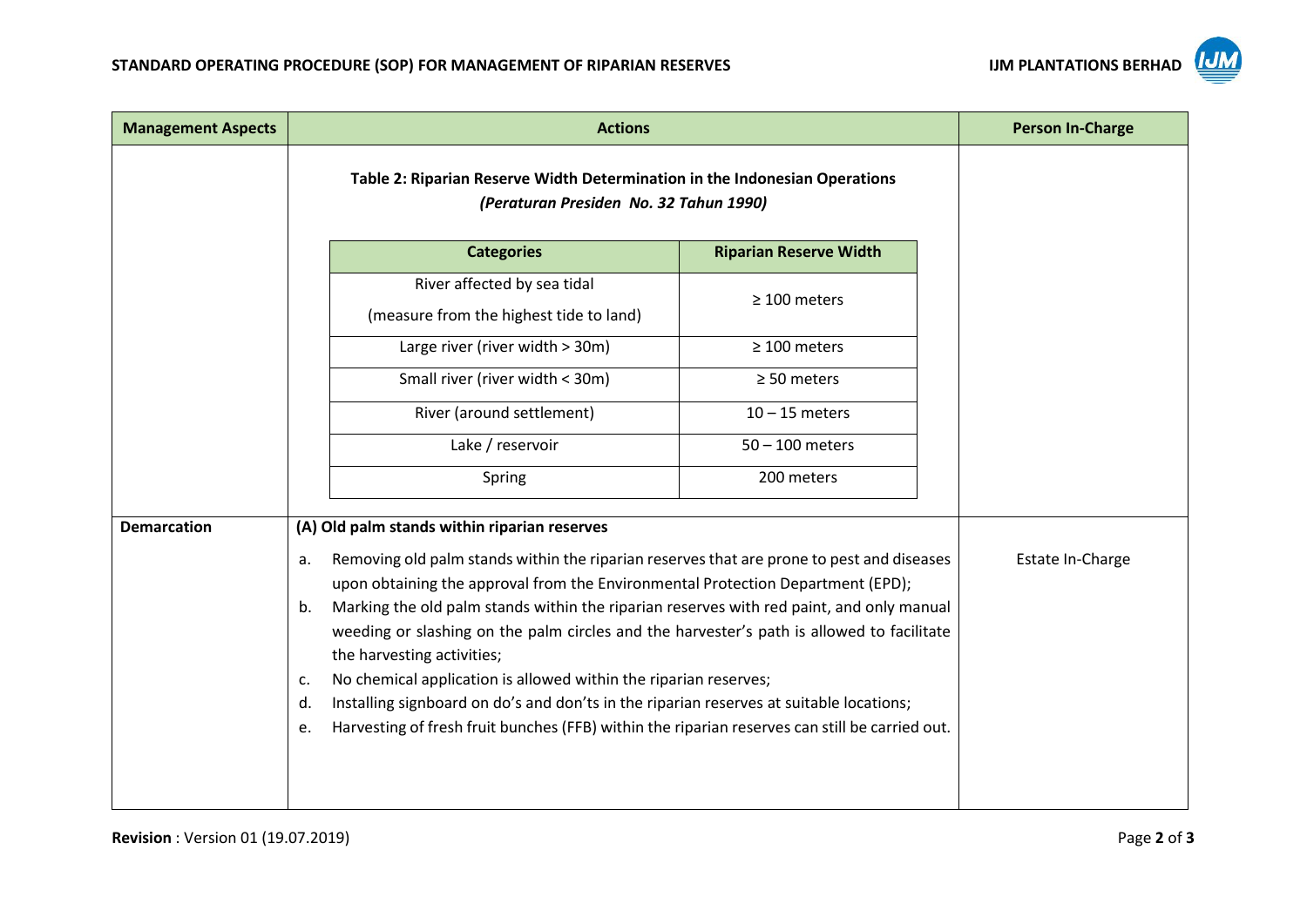| Management Aspects | Actions | Person In-Charge |
|---|---|---|
| | **Table 2: Riparian Reserve Width Determination in the Indonesian Operations** *(Peraturan Presiden No. 32 Tahun 1990)* | |

| Categories | Riparian Reserve Width |
|---|---|
| River affected by sea tidal (measure from the highest tide to land) | ≥ 100 meters |
| Large river (river width > 30m) | ≥ 100 meters |
| Small river (river width < 30m) | ≥ 50 meters |
| River (around settlement) | 10 – 15 meters |
| Lake / reservoir | 50 – 100 meters |
| Spring | 200 meters |

| Management Aspects | Actions | Person In-Charge |
|---|---|---|
| **Demarcation** | **(A) Old palm stands within riparian reserves**<br>a. Removing old palm stands within the riparian reserves that are prone to pest and diseases upon obtaining the approval from the Environmental Protection Department (EPD);<br>b. Marking the old palm stands within the riparian reserves with red paint, and only manual weeding or slashing on the palm circles and the harvester's path is allowed to facilitate the harvesting activities;<br>c. No chemical application is allowed within the riparian reserves;<br>d. Installing signboard on do's and don'ts in the riparian reserves at suitable locations;<br>e. Harvesting of fresh fruit bunches (FFB) within the riparian reserves can still be carried out. | Estate In-Charge |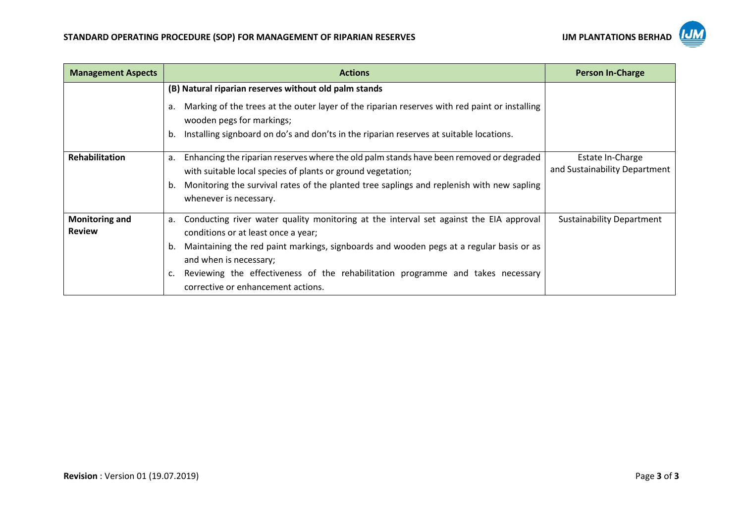| Management Aspects | Actions | Person In-Charge |
| --- | --- | --- |
| | **(B) Natural riparian reserves without old palm stands**<br>a. Marking of the trees at the outer layer of the riparian reserves with red paint or installing wooden pegs for markings;<br>b. Installing signboard on do's and don'ts in the riparian reserves at suitable locations. | |
| **Rehabilitation** | a. Enhancing the riparian reserves where the old palm stands have been removed or degraded with suitable local species of plants or ground vegetation;<br>b. Monitoring the survival rates of the planted tree saplings and replenish with new sapling whenever is necessary. | Estate In-Charge and Sustainability Department |
| **Monitoring and Review** | a. Conducting river water quality monitoring at the interval set against the EIA approval conditions or at least once a year;<br>b. Maintaining the red paint markings, signboards and wooden pegs at a regular basis or as and when is necessary;<br>c. Reviewing the effectiveness of the rehabilitation programme and takes necessary corrective or enhancement actions. | Sustainability Department |